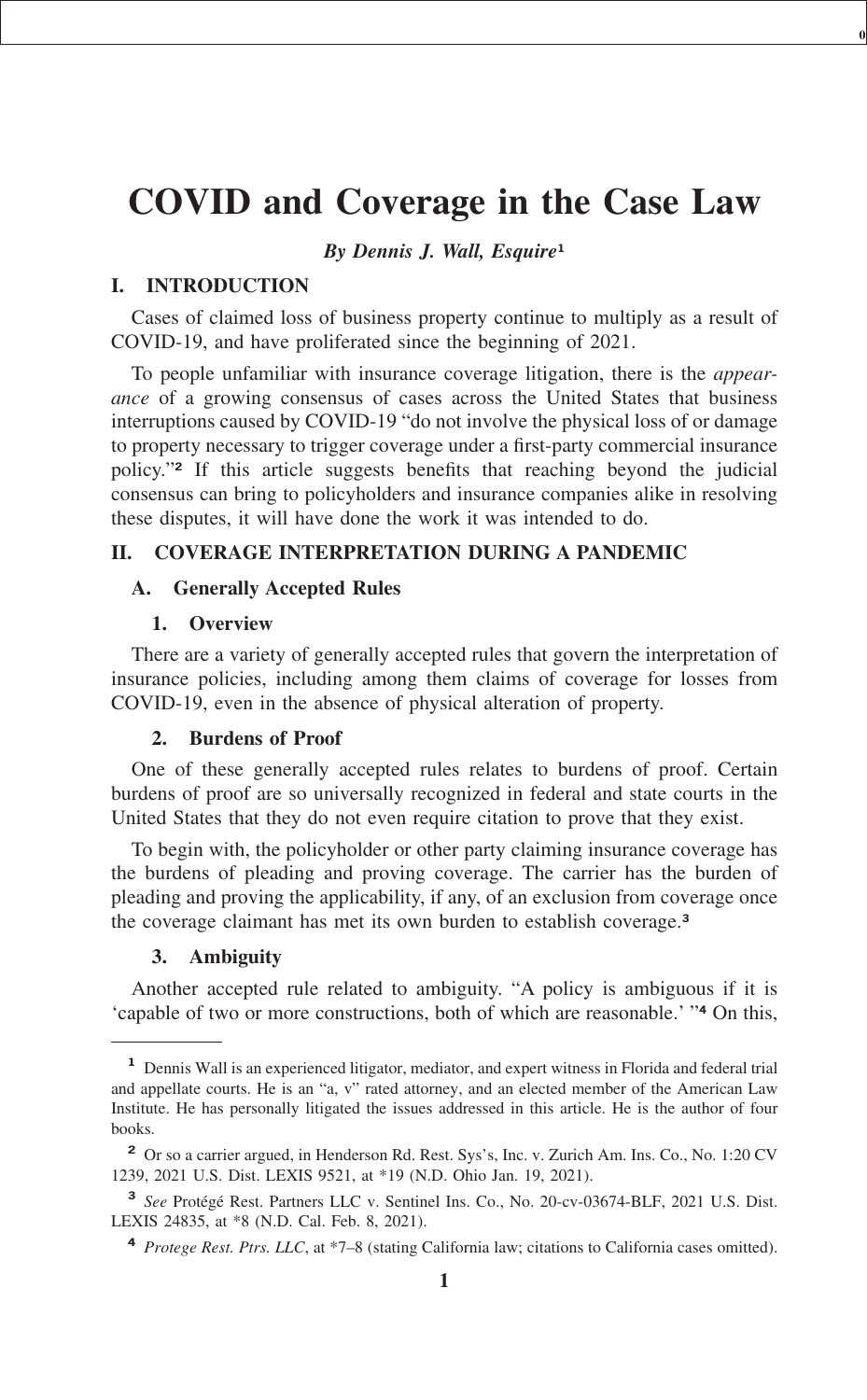# COVID and Coverage in the Case Law

***By Dennis J. Wall, Esquire*[1]**

## I. INTRODUCTION

Cases of claimed loss of business property continue to multiply as a result of COVID-19, and have proliferated since the beginning of 2021.

To people unfamiliar with insurance coverage litigation, there is the *appearance* of a growing consensus of cases across the United States that business interruptions caused by COVID-19 "do not involve the physical loss of or damage to property necessary to trigger coverage under a first-party commercial insurance policy."[2] If this article suggests benefits that reaching beyond the judicial consensus can bring to policyholders and insurance companies alike in resolving these disputes, it will have done the work it was intended to do.

## II. COVERAGE INTERPRETATION DURING A PANDEMIC

### A. Generally Accepted Rules

#### 1. Overview

There are a variety of generally accepted rules that govern the interpretation of insurance policies, including among them claims of coverage for losses from COVID-19, even in the absence of physical alteration of property.

#### 2. Burdens of Proof

One of these generally accepted rules relates to burdens of proof. Certain burdens of proof are so universally recognized in federal and state courts in the United States that they do not even require citation to prove that they exist.

To begin with, the policyholder or other party claiming insurance coverage has the burdens of pleading and proving coverage. The carrier has the burden of pleading and proving the applicability, if any, of an exclusion from coverage once the coverage claimant has met its own burden to establish coverage.[3]

#### 3. Ambiguity

Another accepted rule related to ambiguity. "A policy is ambiguous if it is 'capable of two or more constructions, both of which are reasonable.' "[4] On this,

---

[1] Dennis Wall is an experienced litigator, mediator, and expert witness in Florida and federal trial and appellate courts. He is an "a, v" rated attorney, and an elected member of the American Law Institute. He has personally litigated the issues addressed in this article. He is the author of four books.

[2] Or so a carrier argued, in Henderson Rd. Rest. Sys's, Inc. v. Zurich Am. Ins. Co., No. 1:20 CV 1239, 2021 U.S. Dist. LEXIS 9521, at *19 (N.D. Ohio Jan. 19, 2021).

[3] *See* Protégé Rest. Partners LLC v. Sentinel Ins. Co., No. 20-cv-03674-BLF, 2021 U.S. Dist. LEXIS 24835, at *8 (N.D. Cal. Feb. 8, 2021).

[4] *Protege Rest. Ptrs. LLC*, at *7–8 (stating California law; citations to California cases omitted).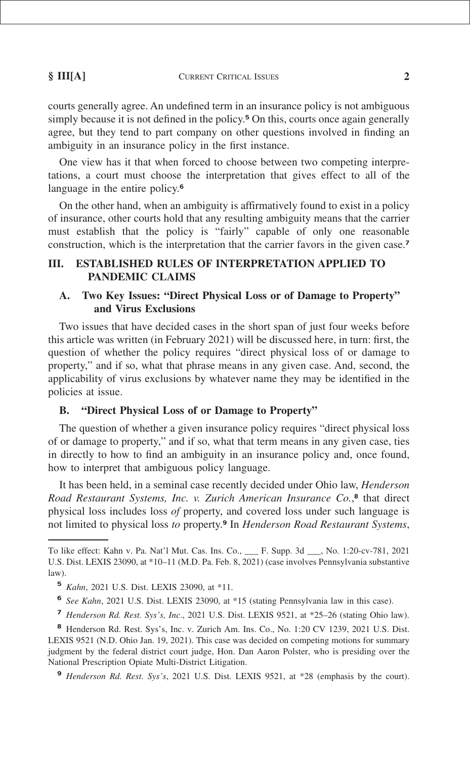courts generally agree. An undefined term in an insurance policy is not ambiguous simply because it is not defined in the policy.[5] On this, courts once again generally agree, but they tend to part company on other questions involved in finding an ambiguity in an insurance policy in the first instance.

One view has it that when forced to choose between two competing interpretations, a court must choose the interpretation that gives effect to all of the language in the entire policy.[6]

On the other hand, when an ambiguity is affirmatively found to exist in a policy of insurance, other courts hold that any resulting ambiguity means that the carrier must establish that the policy is "fairly" capable of only one reasonable construction, which is the interpretation that the carrier favors in the given case.[7]

## III. ESTABLISHED RULES OF INTERPRETATION APPLIED TO PANDEMIC CLAIMS

### A. Two Key Issues: "Direct Physical Loss or of Damage to Property" and Virus Exclusions

Two issues that have decided cases in the short span of just four weeks before this article was written (in February 2021) will be discussed here, in turn: first, the question of whether the policy requires "direct physical loss of or damage to property," and if so, what that phrase means in any given case. And, second, the applicability of virus exclusions by whatever name they may be identified in the policies at issue.

### B. "Direct Physical Loss of or Damage to Property"

The question of whether a given insurance policy requires "direct physical loss of or damage to property," and if so, what that term means in any given case, ties in directly to how to find an ambiguity in an insurance policy and, once found, how to interpret that ambiguous policy language.

It has been held, in a seminal case recently decided under Ohio law, *Henderson Road Restaurant Systems, Inc. v. Zurich American Insurance Co.*,[8] that direct physical loss includes loss *of* property, and covered loss under such language is not limited to physical loss *to* property.[9] In *Henderson Road Restaurant Systems*,

---

To like effect: Kahn v. Pa. Nat'l Mut. Cas. Ins. Co., ___ F. Supp. 3d ___, No. 1:20-cv-781, 2021 U.S. Dist. LEXIS 23090, at *10–11 (M.D. Pa. Feb. 8, 2021) (case involves Pennsylvania substantive law).

[5] *Kahn*, 2021 U.S. Dist. LEXIS 23090, at *11.

[6] *See Kahn*, 2021 U.S. Dist. LEXIS 23090, at *15 (stating Pennsylvania law in this case).

[7] *Henderson Rd. Rest. Sys's, Inc*., 2021 U.S. Dist. LEXIS 9521, at *25–26 (stating Ohio law).

[8] Henderson Rd. Rest. Sys's, Inc. v. Zurich Am. Ins. Co., No. 1:20 CV 1239, 2021 U.S. Dist. LEXIS 9521 (N.D. Ohio Jan. 19, 2021). This case was decided on competing motions for summary judgment by the federal district court judge, Hon. Dan Aaron Polster, who is presiding over the National Prescription Opiate Multi-District Litigation.

[9] *Henderson Rd. Rest. Sys's*, 2021 U.S. Dist. LEXIS 9521, at *28 (emphasis by the court).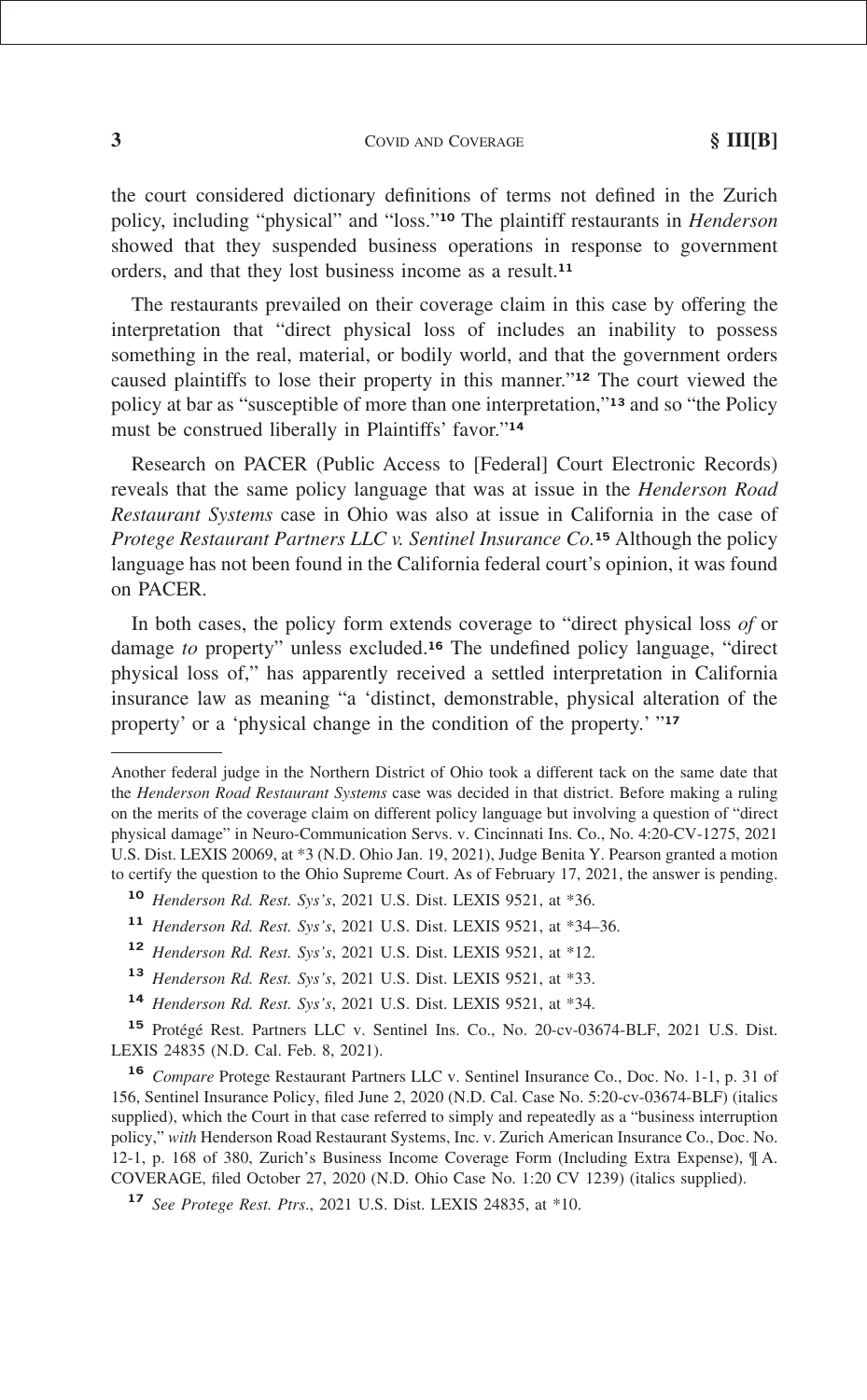the court considered dictionary definitions of terms not defined in the Zurich policy, including "physical" and "loss."[10] The plaintiff restaurants in *Henderson* showed that they suspended business operations in response to government orders, and that they lost business income as a result.[11]

The restaurants prevailed on their coverage claim in this case by offering the interpretation that "direct physical loss of includes an inability to possess something in the real, material, or bodily world, and that the government orders caused plaintiffs to lose their property in this manner."[12] The court viewed the policy at bar as "susceptible of more than one interpretation,"[13] and so "the Policy must be construed liberally in Plaintiffs' favor."[14]

Research on PACER (Public Access to [Federal] Court Electronic Records) reveals that the same policy language that was at issue in the *Henderson Road Restaurant Systems* case in Ohio was also at issue in California in the case of *Protege Restaurant Partners LLC v. Sentinel Insurance Co.*[15] Although the policy language has not been found in the California federal court's opinion, it was found on PACER.

In both cases, the policy form extends coverage to "direct physical loss *of* or damage *to* property" unless excluded.[16] The undefined policy language, "direct physical loss of," has apparently received a settled interpretation in California insurance law as meaning "a 'distinct, demonstrable, physical alteration of the property' or a 'physical change in the condition of the property.' "[17]

---

Another federal judge in the Northern District of Ohio took a different tack on the same date that the *Henderson Road Restaurant Systems* case was decided in that district. Before making a ruling on the merits of the coverage claim on different policy language but involving a question of "direct physical damage" in Neuro-Communication Servs. v. Cincinnati Ins. Co., No. 4:20-CV-1275, 2021 U.S. Dist. LEXIS 20069, at *3 (N.D. Ohio Jan. 19, 2021), Judge Benita Y. Pearson granted a motion to certify the question to the Ohio Supreme Court. As of February 17, 2021, the answer is pending.

[10] *Henderson Rd. Rest. Sys's*, 2021 U.S. Dist. LEXIS 9521, at *36.

[11] *Henderson Rd. Rest. Sys's*, 2021 U.S. Dist. LEXIS 9521, at *34–36.

[12] *Henderson Rd. Rest. Sys's*, 2021 U.S. Dist. LEXIS 9521, at *12.

[13] *Henderson Rd. Rest. Sys's*, 2021 U.S. Dist. LEXIS 9521, at *33.

[14] *Henderson Rd. Rest. Sys's*, 2021 U.S. Dist. LEXIS 9521, at *34.

[15] Protégé Rest. Partners LLC v. Sentinel Ins. Co., No. 20-cv-03674-BLF, 2021 U.S. Dist. LEXIS 24835 (N.D. Cal. Feb. 8, 2021).

[16] *Compare* Protege Restaurant Partners LLC v. Sentinel Insurance Co., Doc. No. 1-1, p. 31 of 156, Sentinel Insurance Policy, filed June 2, 2020 (N.D. Cal. Case No. 5:20-cv-03674-BLF) (italics supplied), which the Court in that case referred to simply and repeatedly as a "business interruption policy," *with* Henderson Road Restaurant Systems, Inc. v. Zurich American Insurance Co., Doc. No. 12-1, p. 168 of 380, Zurich's Business Income Coverage Form (Including Extra Expense), ¶ A. COVERAGE, filed October 27, 2020 (N.D. Ohio Case No. 1:20 CV 1239) (italics supplied).

[17] *See Protege Rest. Ptrs*., 2021 U.S. Dist. LEXIS 24835, at *10.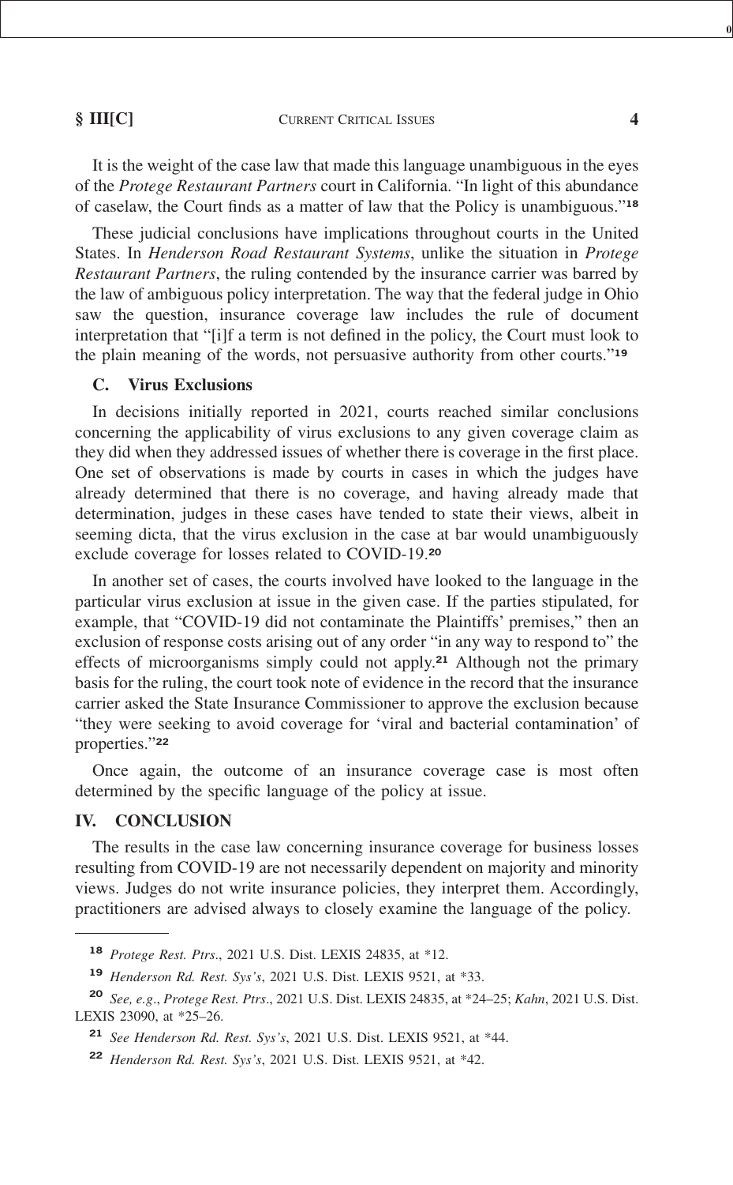It is the weight of the case law that made this language unambiguous in the eyes of the *Protege Restaurant Partners* court in California. "In light of this abundance of caselaw, the Court finds as a matter of law that the Policy is unambiguous."[18]

These judicial conclusions have implications throughout courts in the United States. In *Henderson Road Restaurant Systems*, unlike the situation in *Protege Restaurant Partners*, the ruling contended by the insurance carrier was barred by the law of ambiguous policy interpretation. The way that the federal judge in Ohio saw the question, insurance coverage law includes the rule of document interpretation that "[i]f a term is not defined in the policy, the Court must look to the plain meaning of the words, not persuasive authority from other courts."[19]

### C. Virus Exclusions

In decisions initially reported in 2021, courts reached similar conclusions concerning the applicability of virus exclusions to any given coverage claim as they did when they addressed issues of whether there is coverage in the first place. One set of observations is made by courts in cases in which the judges have already determined that there is no coverage, and having already made that determination, judges in these cases have tended to state their views, albeit in seeming dicta, that the virus exclusion in the case at bar would unambiguously exclude coverage for losses related to COVID-19.[20]

In another set of cases, the courts involved have looked to the language in the particular virus exclusion at issue in the given case. If the parties stipulated, for example, that "COVID-19 did not contaminate the Plaintiffs' premises," then an exclusion of response costs arising out of any order "in any way to respond to" the effects of microorganisms simply could not apply.[21] Although not the primary basis for the ruling, the court took note of evidence in the record that the insurance carrier asked the State Insurance Commissioner to approve the exclusion because "they were seeking to avoid coverage for 'viral and bacterial contamination' of properties."[22]

Once again, the outcome of an insurance coverage case is most often determined by the specific language of the policy at issue.

## IV. CONCLUSION

The results in the case law concerning insurance coverage for business losses resulting from COVID-19 are not necessarily dependent on majority and minority views. Judges do not write insurance policies, they interpret them. Accordingly, practitioners are advised always to closely examine the language of the policy.

---

[18] *Protege Rest. Ptrs*., 2021 U.S. Dist. LEXIS 24835, at *12.

[19] *Henderson Rd. Rest. Sys's*, 2021 U.S. Dist. LEXIS 9521, at *33.

[20] *See, e.g*., *Protege Rest. Ptrs*., 2021 U.S. Dist. LEXIS 24835, at *24–25; *Kahn*, 2021 U.S. Dist. LEXIS 23090, at *25–26.

[21] *See Henderson Rd. Rest. Sys's*, 2021 U.S. Dist. LEXIS 9521, at *44.

[22] *Henderson Rd. Rest. Sys's*, 2021 U.S. Dist. LEXIS 9521, at *42.